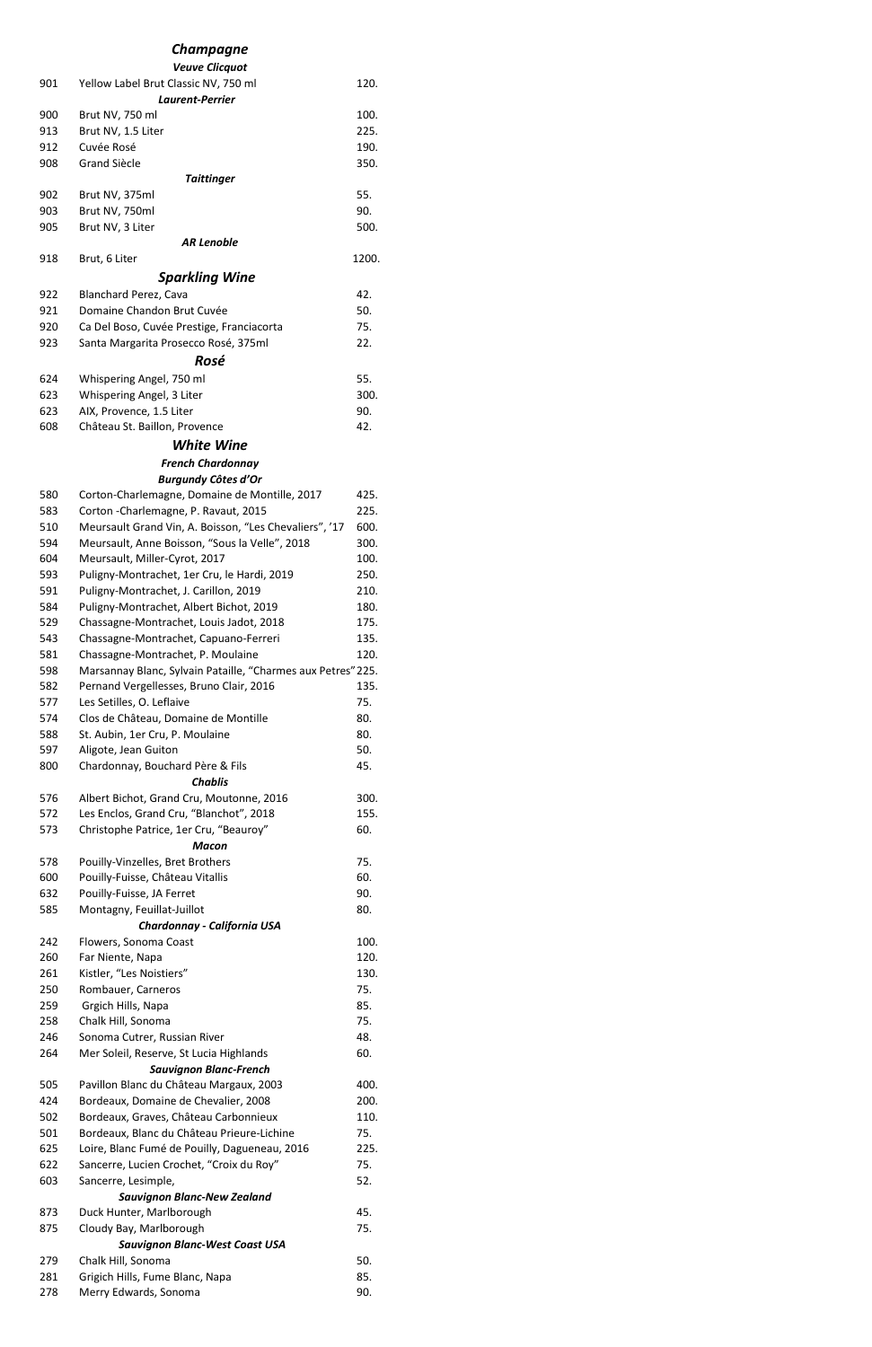## *Champagne*

### *Veuve Clicquot*

| | | |
|---|---|---|
| 901 | Yellow Label Brut Classic NV, 750 ml | 120. |

### *Laurent-Perrier*

| | | |
|---|---|---|
| 900 | Brut NV, 750 ml | 100. |
| 913 | Brut NV, 1.5 Liter | 225. |
| 912 | Cuvée Rosé | 190. |
| 908 | Grand Siècle | 350. |

### *Taittinger*

| | | |
|---|---|---|
| 902 | Brut NV, 375ml | 55. |
| 903 | Brut NV, 750ml | 90. |
| 905 | Brut NV, 3 Liter | 500. |

### *AR Lenoble*

| | | |
|---|---|---|
| 918 | Brut, 6 Liter | 1200. |

## *Sparkling Wine*

| | | |
|---|---|---|
| 922 | Blanchard Perez, Cava | 42. |
| 921 | Domaine Chandon Brut Cuvée | 50. |
| 920 | Ca Del Boso, Cuvée Prestige, Franciacorta | 75. |
| 923 | Santa Margarita Prosecco Rosé, 375ml | 22. |

## *Rosé*

| | | |
|---|---|---|
| 624 | Whispering Angel, 750 ml | 55. |
| 623 | Whispering Angel, 3 Liter | 300. |
| 623 | AIX, Provence, 1.5 Liter | 90. |
| 608 | Château St. Baillon, Provence | 42. |

## *White Wine*

### *French Chardonnay*

#### *Burgundy Côtes d'Or*

| | | |
|---|---|---|
| 580 | Corton-Charlemagne, Domaine de Montille, 2017 | 425. |
| 583 | Corton -Charlemagne, P. Ravaut, 2015 | 225. |
| 510 | Meursault Grand Vin, A. Boisson, "Les Chevaliers", '17 | 600. |
| 594 | Meursault, Anne Boisson, "Sous la Velle", 2018 | 300. |
| 604 | Meursault, Miller-Cyrot, 2017 | 100. |
| 593 | Puligny-Montrachet, 1er Cru, le Hardi, 2019 | 250. |
| 591 | Puligny-Montrachet, J. Carillon, 2019 | 210. |
| 584 | Puligny-Montrachet, Albert Bichot, 2019 | 180. |
| 529 | Chassagne-Montrachet, Louis Jadot, 2018 | 175. |
| 543 | Chassagne-Montrachet, Capuano-Ferreri | 135. |
| 581 | Chassagne-Montrachet, P. Moulaine | 120. |
| 598 | Marsannay Blanc, Sylvain Pataille, "Charmes aux Petres" | 225. |
| 582 | Pernand Vergellesses, Bruno Clair, 2016 | 135. |
| 577 | Les Setilles, O. Leflaive | 75. |
| 574 | Clos de Château, Domaine de Montille | 80. |
| 588 | St. Aubin, 1er Cru, P. Moulaine | 80. |
| 597 | Aligote, Jean Guiton | 50. |
| 800 | Chardonnay, Bouchard Père & Fils | 45. |

#### *Chablis*

| | | |
|---|---|---|
| 576 | Albert Bichot, Grand Cru, Moutonne, 2016 | 300. |
| 572 | Les Enclos, Grand Cru, "Blanchot", 2018 | 155. |
| 573 | Christophe Patrice, 1er Cru, "Beauroy" | 60. |

#### *Macon*

| | | |
|---|---|---|
| 578 | Pouilly-Vinzelles, Bret Brothers | 75. |
| 600 | Pouilly-Fuisse, Château Vitallis | 60. |
| 632 | Pouilly-Fuisse, JA Ferret | 90. |
| 585 | Montagny, Feuillat-Juillot | 80. |

### *Chardonnay - California USA*

| | | |
|---|---|---|
| 242 | Flowers, Sonoma Coast | 100. |
| 260 | Far Niente, Napa | 120. |
| 261 | Kistler, "Les Noistiers" | 130. |
| 250 | Rombauer, Carneros | 75. |
| 259 | Grgich Hills, Napa | 85. |
| 258 | Chalk Hill, Sonoma | 75. |
| 246 | Sonoma Cutrer, Russian River | 48. |
| 264 | Mer Soleil, Reserve, St Lucia Highlands | 60. |

### *Sauvignon Blanc-French*

| | | |
|---|---|---|
| 505 | Pavillon Blanc du Château Margaux, 2003 | 400. |
| 424 | Bordeaux, Domaine de Chevalier, 2008 | 200. |
| 502 | Bordeaux, Graves, Château Carbonnieux | 110. |
| 501 | Bordeaux, Blanc du Château Prieure-Lichine | 75. |
| 625 | Loire, Blanc Fumé de Pouilly, Dagueneau, 2016 | 225. |
| 622 | Sancerre, Lucien Crochet, "Croix du Roy" | 75. |
| 603 | Sancerre, Lesimple, | 52. |

### *Sauvignon Blanc-New Zealand*

| | | |
|---|---|---|
| 873 | Duck Hunter, Marlborough | 45. |
| 875 | Cloudy Bay, Marlborough | 75. |

### *Sauvignon Blanc-West Coast USA*

| | | |
|---|---|---|
| 279 | Chalk Hill, Sonoma | 50. |
| 281 | Grigich Hills, Fume Blanc, Napa | 85. |
| 278 | Merry Edwards, Sonoma | 90. |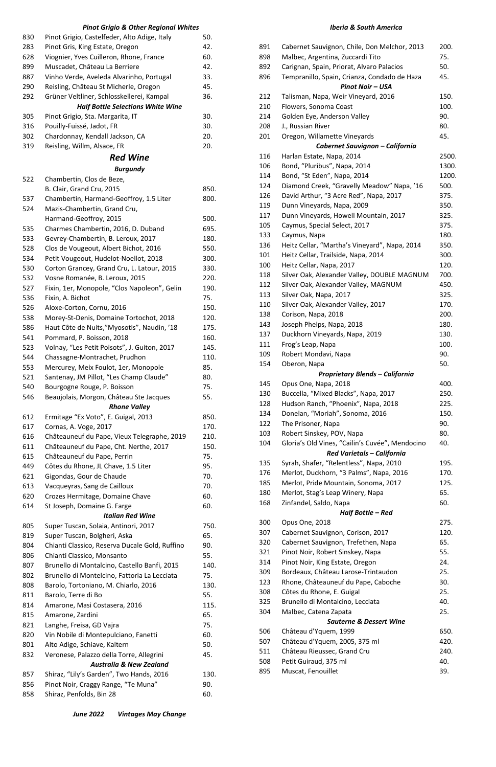### *Pinot Grigio & Other Regional Whites*

| | | |
|---|---|---|
| 830 | Pinot Grigio, Castelfeder, Alto Adige, Italy | 50. |
| 283 | Pinot Gris, King Estate, Oregon | 42. |
| 628 | Viognier, Yves Cuilleron, Rhone, France | 60. |
| 899 | Muscadet, Château La Berriere | 42. |
| 887 | Vinho Verde, Aveleda Alvarinho, Portugal | 33. |
| 290 | Reisling, Château St Micherle, Oregon | 45. |
| 292 | Grüner Veltliner, Schlosskellerei, Kampal | 36. |

### *Half Bottle Selections White Wine*

| | | |
|---|---|---|
| 305 | Pinot Grigio, Sta. Margarita, IT | 30. |
| 316 | Pouilly-Fuissé, Jadot, FR | 30. |
| 302 | Chardonnay, Kendall Jackson, CA | 20. |
| 319 | Reisling, Willm, Alsace, FR | 20. |

## *Red Wine*

### *Burgundy*

| | | |
|---|---|---|
| 522 | Chambertin, Clos de Beze, B. Clair, Grand Cru, 2015 | 850. |
| 537 | Chambertin, Harmand-Geoffroy, 1.5 Liter | 800. |
| 524 | Mazis-Chambertin, Grand Cru, Harmand-Geoffroy, 2015 | 500. |
| 535 | Charmes Chambertin, 2016, D. Duband | 695. |
| 533 | Gevrey-Chambertin, B. Leroux, 2017 | 180. |
| 528 | Clos de Vougeout, Albert Bichot, 2016 | 550. |
| 534 | Petit Vougeout, Hudelot-Noellot, 2018 | 300. |
| 530 | Corton Grancey, Grand Cru, L. Latour, 2015 | 330. |
| 532 | Vosne Romanée, B. Leroux, 2015 | 220. |
| 527 | Fixin, 1er, Monopole, "Clos Napoleon", Gelin | 190. |
| 536 | Fixin, A. Bichot | 75. |
| 526 | Aloxe-Corton, Cornu, 2016 | 150. |
| 538 | Morey-St-Denis, Domaine Tortochot, 2018 | 120. |
| 586 | Haut Côte de Nuits,"Myosotis", Naudin, '18 | 175. |
| 541 | Pommard, P. Boisson, 2018 | 160. |
| 523 | Volnay, "Les Petit Poisots", J. Guiton, 2017 | 145. |
| 544 | Chassagne-Montrachet, Prudhon | 110. |
| 553 | Mercurey, Meix Foulot, 1er, Monopole | 85. |
| 521 | Santenay, JM Pillot, "Les Champ Claude" | 80. |
| 540 | Bourgogne Rouge, P. Boisson | 75. |
| 546 | Beaujolais, Morgon, Château Ste Jacques | 55. |

### *Rhone Valley*

| | | |
|---|---|---|
| 612 | Ermitage "Ex Voto", E. Guigal, 2013 | 850. |
| 617 | Cornas, A. Voge, 2017 | 170. |
| 616 | Châteauneuf du Pape, Vieux Telegraphe, 2019 | 210. |
| 611 | Châteauneuf du Pape, Cht. Nerthe, 2017 | 150. |
| 615 | Châteauneuf du Pape, Perrin | 75. |
| 449 | Côtes du Rhone, JL Chave, 1.5 Liter | 95. |
| 621 | Gigondas, Gour de Chaude | 70. |
| 613 | Vacqueyras, Sang de Cailloux | 70. |
| 620 | Crozes Hermitage, Domaine Chave | 60. |
| 614 | St Joseph, Domaine G. Farge | 60. |

### *Italian Red Wine*

| | | |
|---|---|---|
| 805 | Super Tuscan, Solaia, Antinori, 2017 | 750. |
| 819 | Super Tuscan, Bolgheri, Aska | 65. |
| 804 | Chianti Classico, Reserva Ducale Gold, Ruffino | 90. |
| 806 | Chianti Classico, Monsanto | 55. |
| 807 | Brunello di Montalcino, Castello Banfi, 2015 | 140. |
| 802 | Brunello di Montelcino, Fattoria La Lecciata | 75. |
| 808 | Barolo, Tortoniano, M. Chiarlo, 2016 | 130. |
| 811 | Barolo, Terre di Bo | 55. |
| 814 | Amarone, Masi Costasera, 2016 | 115. |
| 815 | Amarone, Zardini | 65. |
| 821 | Langhe, Freisa, GD Vajra | 75. |
| 820 | Vin Nobile di Montepulciano, Fanetti | 60. |
| 801 | Alto Adige, Schiave, Kaltern | 50. |
| 832 | Veronese, Palazzo della Torre, Allegrini | 45. |

### *Australia & New Zealand*

| | | |
|---|---|---|
| 857 | Shiraz, "Lily's Garden", Two Hands, 2016 | 130. |
| 856 | Pinot Noir, Craggy Range, "Te Muna" | 90. |
| 858 | Shiraz, Penfolds, Bin 28 | 60. |

### *Iberia & South America*

| | | |
|---|---|---|
| 891 | Cabernet Sauvignon, Chile, Don Melchor, 2013 | 200. |
| 898 | Malbec, Argentina, Zuccardi Tito | 75. |
| 892 | Carignan, Spain, Priorat, Alvaro Palacios | 50. |
| 896 | Tempranillo, Spain, Crianza, Condado de Haza | 45. |

### *Pinot Noir – USA*

| | | |
|---|---|---|
| 212 | Talisman, Napa, Weir Vineyard, 2016 | 150. |
| 210 | Flowers, Sonoma Coast | 100. |
| 214 | Golden Eye, Anderson Valley | 90. |
| 208 | J., Russian River | 80. |
| 201 | Oregon, Willamette Vineyards | 45. |

### *Cabernet Sauvignon – California*

| | | |
|---|---|---|
| 116 | Harlan Estate, Napa, 2014 | 2500. |
| 106 | Bond, "Pluribus", Napa, 2014 | 1300. |
| 114 | Bond, "St Eden", Napa, 2014 | 1200. |
| 124 | Diamond Creek, "Gravelly Meadow" Napa, '16 | 500. |
| 126 | David Arthur, "3 Acre Red", Napa, 2017 | 375. |
| 119 | Dunn Vineyards, Napa, 2009 | 350. |
| 117 | Dunn Vineyards, Howell Mountain, 2017 | 325. |
| 105 | Caymus, Special Select, 2017 | 375. |
| 133 | Caymus, Napa | 180. |
| 136 | Heitz Cellar, "Martha's Vineyard", Napa, 2014 | 350. |
| 101 | Heitz Cellar, Trailside, Napa, 2014 | 300. |
| 100 | Heitz Cellar, Napa, 2017 | 120. |
| 118 | Silver Oak, Alexander Valley, DOUBLE MAGNUM | 700. |
| 112 | Silver Oak, Alexander Valley, MAGNUM | 450. |
| 113 | Silver Oak, Napa, 2017 | 325. |
| 110 | Silver Oak, Alexander Valley, 2017 | 170. |
| 138 | Corison, Napa, 2018 | 200. |
| 143 | Joseph Phelps, Napa, 2018 | 180. |
| 137 | Duckhorn Vineyards, Napa, 2019 | 130. |
| 111 | Frog's Leap, Napa | 100. |
| 109 | Robert Mondavi, Napa | 90. |
| 154 | Oberon, Napa | 50. |

### *Proprietary Blends – California*

| | | |
|---|---|---|
| 145 | Opus One, Napa, 2018 | 400. |
| 130 | Buccella, "Mixed Blacks", Napa, 2017 | 250. |
| 128 | Hudson Ranch, "Phoenix", Napa, 2018 | 225. |
| 134 | Donelan, "Moriah", Sonoma, 2016 | 150. |
| 122 | The Prisoner, Napa | 90. |
| 103 | Robert Sinskey, POV, Napa | 80. |
| 104 | Gloria's Old Vines, "Cailin's Cuvée", Mendocino | 40. |

### *Red Varietals – California*

| | | |
|---|---|---|
| 135 | Syrah, Shafer, "Relentless", Napa, 2010 | 195. |
| 176 | Merlot, Duckhorn, "3 Palms", Napa, 2016 | 170. |
| 185 | Merlot, Pride Mountain, Sonoma, 2017 | 125. |
| 180 | Merlot, Stag's Leap Winery, Napa | 65. |
| 168 | Zinfandel, Saldo, Napa | 60. |

### *Half Bottle – Red*

| | | |
|---|---|---|
| 300 | Opus One, 2018 | 275. |
| 307 | Cabernet Sauvignon, Corison, 2017 | 120. |
| 320 | Cabernet Sauvignon, Trefethen, Napa | 65. |
| 321 | Pinot Noir, Robert Sinskey, Napa | 55. |
| 314 | Pinot Noir, King Estate, Oregon | 24. |
| 309 | Bordeaux, Château Larose-Trintaudon | 25. |
| 123 | Rhone, Châteauneuf du Pape, Caboche | 30. |
| 308 | Côtes du Rhone, E. Guigal | 25. |
| 325 | Brunello di Montalcino, Lecciata | 40. |
| 304 | Malbec, Catena Zapata | 25. |

### *Sauterne & Dessert Wine*

| | | |
|---|---|---|
| 506 | Château d'Yquem, 1999 | 650. |
| 507 | Château d'Yquem, 2005, 375 ml | 420. |
| 511 | Château Rieussec, Grand Cru | 240. |
| 508 | Petit Guiraud, 375 ml | 40. |
| 895 | Muscat, Fenouillet | 39. |

*June 2022 Vintages May Change*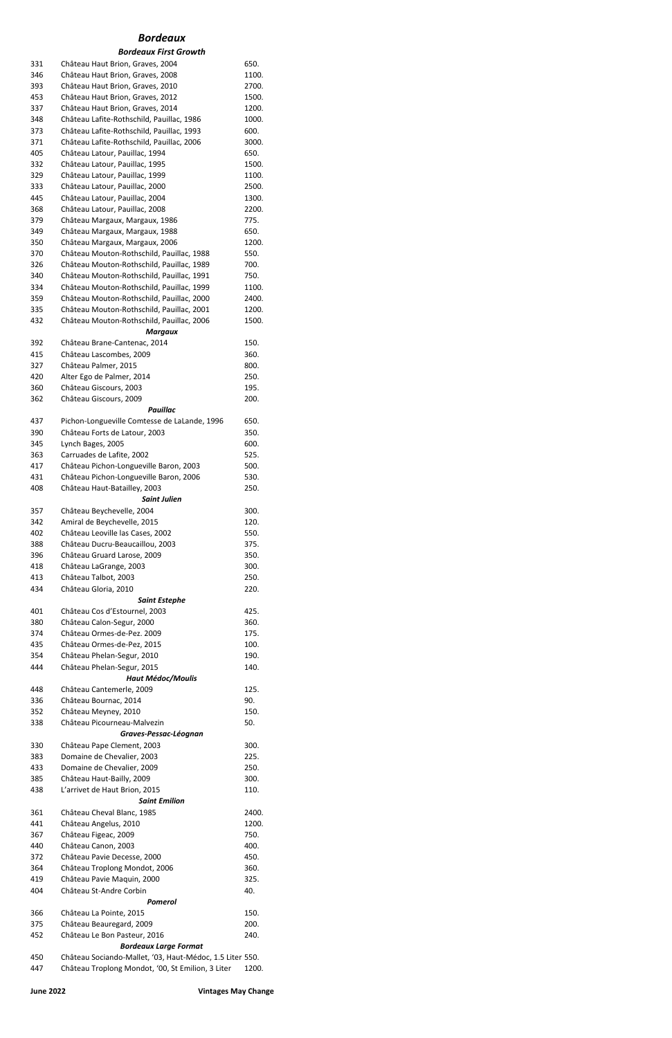# *Bordeaux*

| | | |
|---|---|---|
| | ***Bordeaux First Growth*** | |
| 331 | Château Haut Brion, Graves, 2004 | 650. |
| 346 | Château Haut Brion, Graves, 2008 | 1100. |
| 393 | Château Haut Brion, Graves, 2010 | 2700. |
| 453 | Château Haut Brion, Graves, 2012 | 1500. |
| 337 | Château Haut Brion, Graves, 2014 | 1200. |
| 348 | Château Lafite-Rothschild, Pauillac, 1986 | 1000. |
| 373 | Château Lafite-Rothschild, Pauillac, 1993 | 600. |
| 371 | Château Lafite-Rothschild, Pauillac, 2006 | 3000. |
| 405 | Château Latour, Pauillac, 1994 | 650. |
| 332 | Château Latour, Pauillac, 1995 | 1500. |
| 329 | Château Latour, Pauillac, 1999 | 1100. |
| 333 | Château Latour, Pauillac, 2000 | 2500. |
| 445 | Château Latour, Pauillac, 2004 | 1300. |
| 368 | Château Latour, Pauillac, 2008 | 2200. |
| 379 | Château Margaux, Margaux, 1986 | 775. |
| 349 | Château Margaux, Margaux, 1988 | 650. |
| 350 | Château Margaux, Margaux, 2006 | 1200. |
| 370 | Château Mouton-Rothschild, Pauillac, 1988 | 550. |
| 326 | Château Mouton-Rothschild, Pauillac, 1989 | 700. |
| 340 | Château Mouton-Rothschild, Pauillac, 1991 | 750. |
| 334 | Château Mouton-Rothschild, Pauillac, 1999 | 1100. |
| 359 | Château Mouton-Rothschild, Pauillac, 2000 | 2400. |
| 335 | Château Mouton-Rothschild, Pauillac, 2001 | 1200. |
| 432 | Château Mouton-Rothschild, Pauillac, 2006 | 1500. |
| | ***Margaux*** | |
| 392 | Château Brane-Cantenac, 2014 | 150. |
| 415 | Château Lascombes, 2009 | 360. |
| 327 | Château Palmer, 2015 | 800. |
| 420 | Alter Ego de Palmer, 2014 | 250. |
| 360 | Château Giscours, 2003 | 195. |
| 362 | Château Giscours, 2009 | 200. |
| | ***Pauillac*** | |
| 437 | Pichon-Longueville Comtesse de LaLande, 1996 | 650. |
| 390 | Château Forts de Latour, 2003 | 350. |
| 345 | Lynch Bages, 2005 | 600. |
| 363 | Carruades de Lafite, 2002 | 525. |
| 417 | Château Pichon-Longueville Baron, 2003 | 500. |
| 431 | Château Pichon-Longueville Baron, 2006 | 530. |
| 408 | Château Haut-Batailley, 2003 | 250. |
| | ***Saint Julien*** | |
| 357 | Château Beychevelle, 2004 | 300. |
| 342 | Amiral de Beychevelle, 2015 | 120. |
| 402 | Château Leoville las Cases, 2002 | 550. |
| 388 | Château Ducru-Beaucaillou, 2003 | 375. |
| 396 | Château Gruard Larose, 2009 | 350. |
| 418 | Château LaGrange, 2003 | 300. |
| 413 | Château Talbot, 2003 | 250. |
| 434 | Château Gloria, 2010 | 220. |
| | ***Saint Estephe*** | |
| 401 | Château Cos d'Estournel, 2003 | 425. |
| 380 | Château Calon-Segur, 2000 | 360. |
| 374 | Château Ormes-de-Pez. 2009 | 175. |
| 435 | Château Ormes-de-Pez, 2015 | 100. |
| 354 | Château Phelan-Segur, 2010 | 190. |
| 444 | Château Phelan-Segur, 2015 | 140. |
| | ***Haut Médoc/Moulis*** | |
| 448 | Château Cantemerle, 2009 | 125. |
| 336 | Château Bournac, 2014 | 90. |
| 352 | Château Meyney, 2010 | 150. |
| 338 | Château Picourneau-Malvezin | 50. |
| | ***Graves-Pessac-Léognan*** | |
| 330 | Château Pape Clement, 2003 | 300. |
| 383 | Domaine de Chevalier, 2003 | 225. |
| 433 | Domaine de Chevalier, 2009 | 250. |
| 385 | Château Haut-Bailly, 2009 | 300. |
| 438 | L'arrivet de Haut Brion, 2015 | 110. |
| | ***Saint Emilion*** | |
| 361 | Château Cheval Blanc, 1985 | 2400. |
| 441 | Château Angelus, 2010 | 1200. |
| 367 | Château Figeac, 2009 | 750. |
| 440 | Château Canon, 2003 | 400. |
| 372 | Château Pavie Decesse, 2000 | 450. |
| 364 | Château Troplong Mondot, 2006 | 360. |
| 419 | Château Pavie Maquin, 2000 | 325. |
| 404 | Château St-Andre Corbin | 40. |
| | ***Pomerol*** | |
| 366 | Château La Pointe, 2015 | 150. |
| 375 | Château Beauregard, 2009 | 200. |
| 452 | Château Le Bon Pasteur, 2016 | 240. |
| | ***Bordeaux Large Format*** | |
| 450 | Château Sociando-Mallet, '03, Haut-Médoc, 1.5 Liter | 550. |
| 447 | Château Troplong Mondot, '00, St Emilion, 3 Liter | 1200. |

**June 2022** **Vintages May Change**